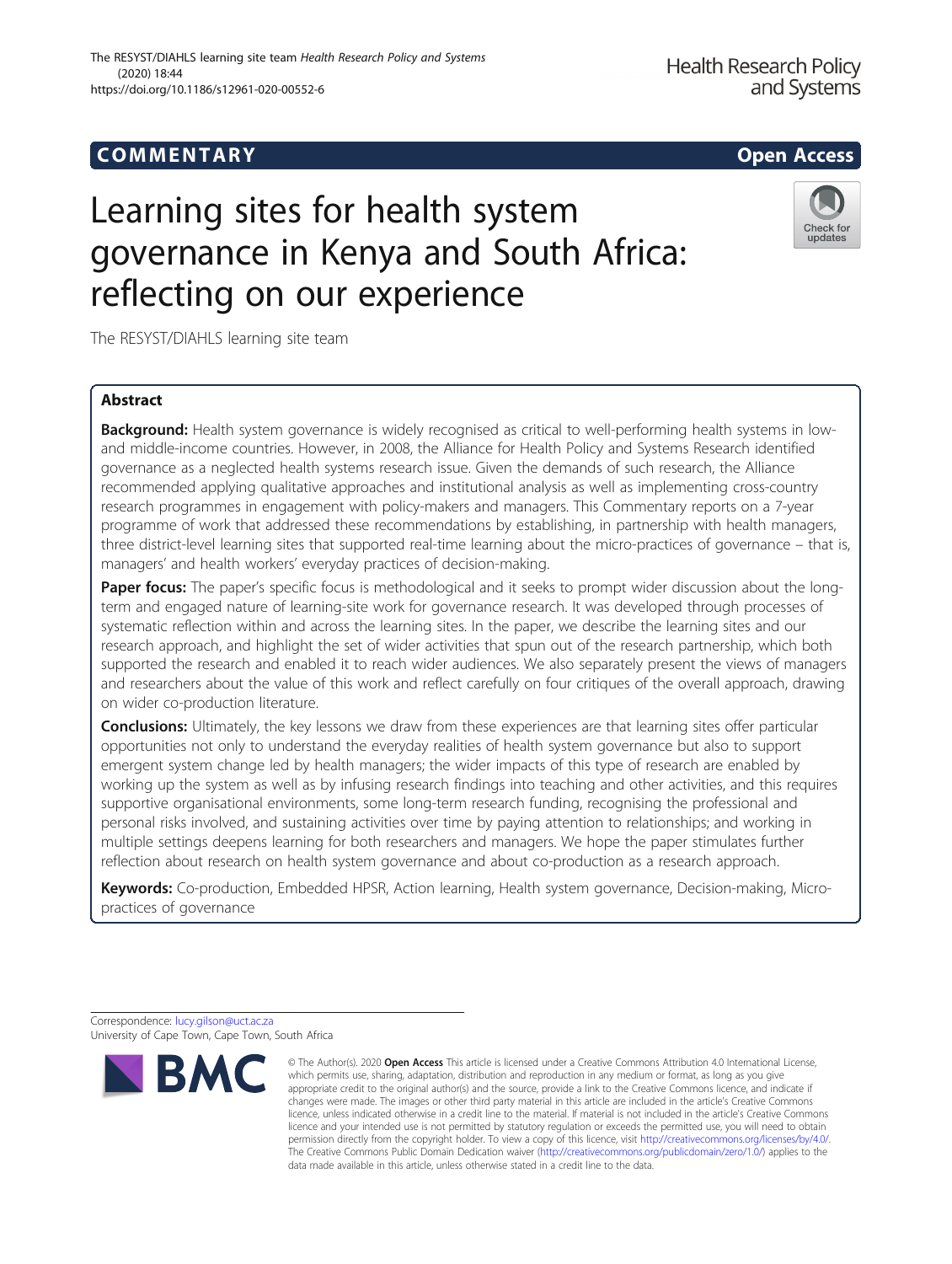COMMENTARY

Open Access

# Learning sites for health system governance in Kenya and South Africa: reflecting on our experience

The RESYST/DIAHLS learning site team

## Abstract

**Background:** Health system governance is widely recognised as critical to well-performing health systems in low- and middle-income countries. However, in 2008, the Alliance for Health Policy and Systems Research identified governance as a neglected health systems research issue. Given the demands of such research, the Alliance recommended applying qualitative approaches and institutional analysis as well as implementing cross-country research programmes in engagement with policy-makers and managers. This Commentary reports on a 7-year programme of work that addressed these recommendations by establishing, in partnership with health managers, three district-level learning sites that supported real-time learning about the micro-practices of governance – that is, managers' and health workers' everyday practices of decision-making.

**Paper focus:** The paper's specific focus is methodological and it seeks to prompt wider discussion about the long-term and engaged nature of learning-site work for governance research. It was developed through processes of systematic reflection within and across the learning sites. In the paper, we describe the learning sites and our research approach, and highlight the set of wider activities that spun out of the research partnership, which both supported the research and enabled it to reach wider audiences. We also separately present the views of managers and researchers about the value of this work and reflect carefully on four critiques of the overall approach, drawing on wider co-production literature.

**Conclusions:** Ultimately, the key lessons we draw from these experiences are that learning sites offer particular opportunities not only to understand the everyday realities of health system governance but also to support emergent system change led by health managers; the wider impacts of this type of research are enabled by working up the system as well as by infusing research findings into teaching and other activities, and this requires supportive organisational environments, some long-term research funding, recognising the professional and personal risks involved, and sustaining activities over time by paying attention to relationships; and working in multiple settings deepens learning for both researchers and managers. We hope the paper stimulates further reflection about research on health system governance and about co-production as a research approach.

**Keywords:** Co-production, Embedded HPSR, Action learning, Health system governance, Decision-making, Micro-practices of governance

Correspondence: lucy.gilson@uct.ac.za
University of Cape Town, Cape Town, South Africa

© The Author(s). 2020 **Open Access** This article is licensed under a Creative Commons Attribution 4.0 International License, which permits use, sharing, adaptation, distribution and reproduction in any medium or format, as long as you give appropriate credit to the original author(s) and the source, provide a link to the Creative Commons licence, and indicate if changes were made. The images or other third party material in this article are included in the article's Creative Commons licence, unless indicated otherwise in a credit line to the material. If material is not included in the article's Creative Commons licence and your intended use is not permitted by statutory regulation or exceeds the permitted use, you will need to obtain permission directly from the copyright holder. To view a copy of this licence, visit http://creativecommons.org/licenses/by/4.0/. The Creative Commons Public Domain Dedication waiver (http://creativecommons.org/publicdomain/zero/1.0/) applies to the data made available in this article, unless otherwise stated in a credit line to the data.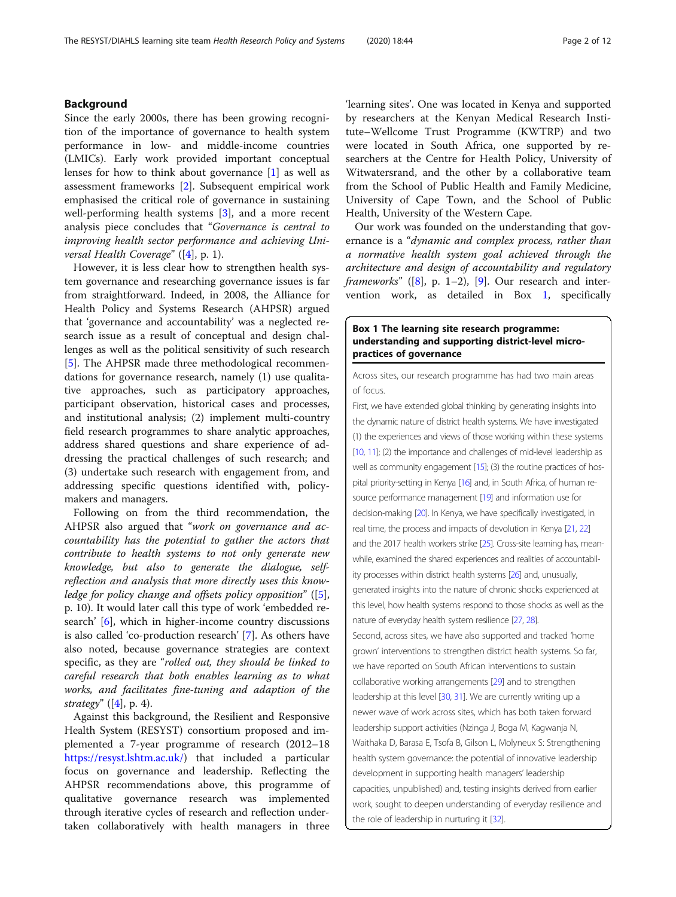## Background

Since the early 2000s, there has been growing recognition of the importance of governance to health system performance in low- and middle-income countries (LMICs). Early work provided important conceptual lenses for how to think about governance [1] as well as assessment frameworks [2]. Subsequent empirical work emphasised the critical role of governance in sustaining well-performing health systems [3], and a more recent analysis piece concludes that "*Governance is central to improving health sector performance and achieving Universal Health Coverage*" ([4], p. 1).

However, it is less clear how to strengthen health system governance and researching governance issues is far from straightforward. Indeed, in 2008, the Alliance for Health Policy and Systems Research (AHPSR) argued that 'governance and accountability' was a neglected research issue as a result of conceptual and design challenges as well as the political sensitivity of such research [5]. The AHPSR made three methodological recommendations for governance research, namely (1) use qualitative approaches, such as participatory approaches, participant observation, historical cases and processes, and institutional analysis; (2) implement multi-country field research programmes to share analytic approaches, address shared questions and share experience of addressing the practical challenges of such research; and (3) undertake such research with engagement from, and addressing specific questions identified with, policymakers and managers.

Following on from the third recommendation, the AHPSR also argued that "*work on governance and accountability has the potential to gather the actors that contribute to health systems to not only generate new knowledge, but also to generate the dialogue, self-reflection and analysis that more directly uses this knowledge for policy change and offsets policy opposition*" ([5], p. 10). It would later call this type of work 'embedded research' [6], which in higher-income country discussions is also called 'co-production research' [7]. As others have also noted, because governance strategies are context specific, as they are "*rolled out, they should be linked to careful research that both enables learning as to what works, and facilitates fine-tuning and adaption of the strategy*" ([4], p. 4).

Against this background, the Resilient and Responsive Health System (RESYST) consortium proposed and implemented a 7-year programme of research (2012–18 https://resyst.lshtm.ac.uk/) that included a particular focus on governance and leadership. Reflecting the AHPSR recommendations above, this programme of qualitative governance research was implemented through iterative cycles of research and reflection undertaken collaboratively with health managers in three 'learning sites'. One was located in Kenya and supported by researchers at the Kenyan Medical Research Institute–Wellcome Trust Programme (KWTRP) and two were located in South Africa, one supported by researchers at the Centre for Health Policy, University of Witwatersrand, and the other by a collaborative team from the School of Public Health and Family Medicine, University of Cape Town, and the School of Public Health, University of the Western Cape.

Our work was founded on the understanding that governance is a "*dynamic and complex process, rather than a normative health system goal achieved through the architecture and design of accountability and regulatory frameworks*" ([8], p. 1–2), [9]. Our research and intervention work, as detailed in Box 1, specifically

**Box 1 The learning site research programme: understanding and supporting district-level micro-practices of governance**

Across sites, our research programme has had two main areas of focus.

First, we have extended global thinking by generating insights into the dynamic nature of district health systems. We have investigated (1) the experiences and views of those working within these systems [10, 11]; (2) the importance and challenges of mid-level leadership as well as community engagement [15]; (3) the routine practices of hospital priority-setting in Kenya [16] and, in South Africa, of human resource performance management [19] and information use for decision-making [20]. In Kenya, we have specifically investigated, in real time, the process and impacts of devolution in Kenya [21, 22] and the 2017 health workers strike [25]. Cross-site learning has, meanwhile, examined the shared experiences and realities of accountability processes within district health systems [26] and, unusually, generated insights into the nature of chronic shocks experienced at this level, how health systems respond to those shocks as well as the nature of everyday health system resilience [27, 28].

Second, across sites, we have also supported and tracked 'home grown' interventions to strengthen district health systems. So far, we have reported on South African interventions to sustain collaborative working arrangements [29] and to strengthen leadership at this level [30, 31]. We are currently writing up a newer wave of work across sites, which has both taken forward leadership support activities (Nzinga J, Boga M, Kagwanja N, Waithaka D, Barasa E, Tsofa B, Gilson L, Molyneux S: Strengthening health system governance: the potential of innovative leadership development in supporting health managers' leadership capacities, unpublished) and, testing insights derived from earlier work, sought to deepen understanding of everyday resilience and the role of leadership in nurturing it [32].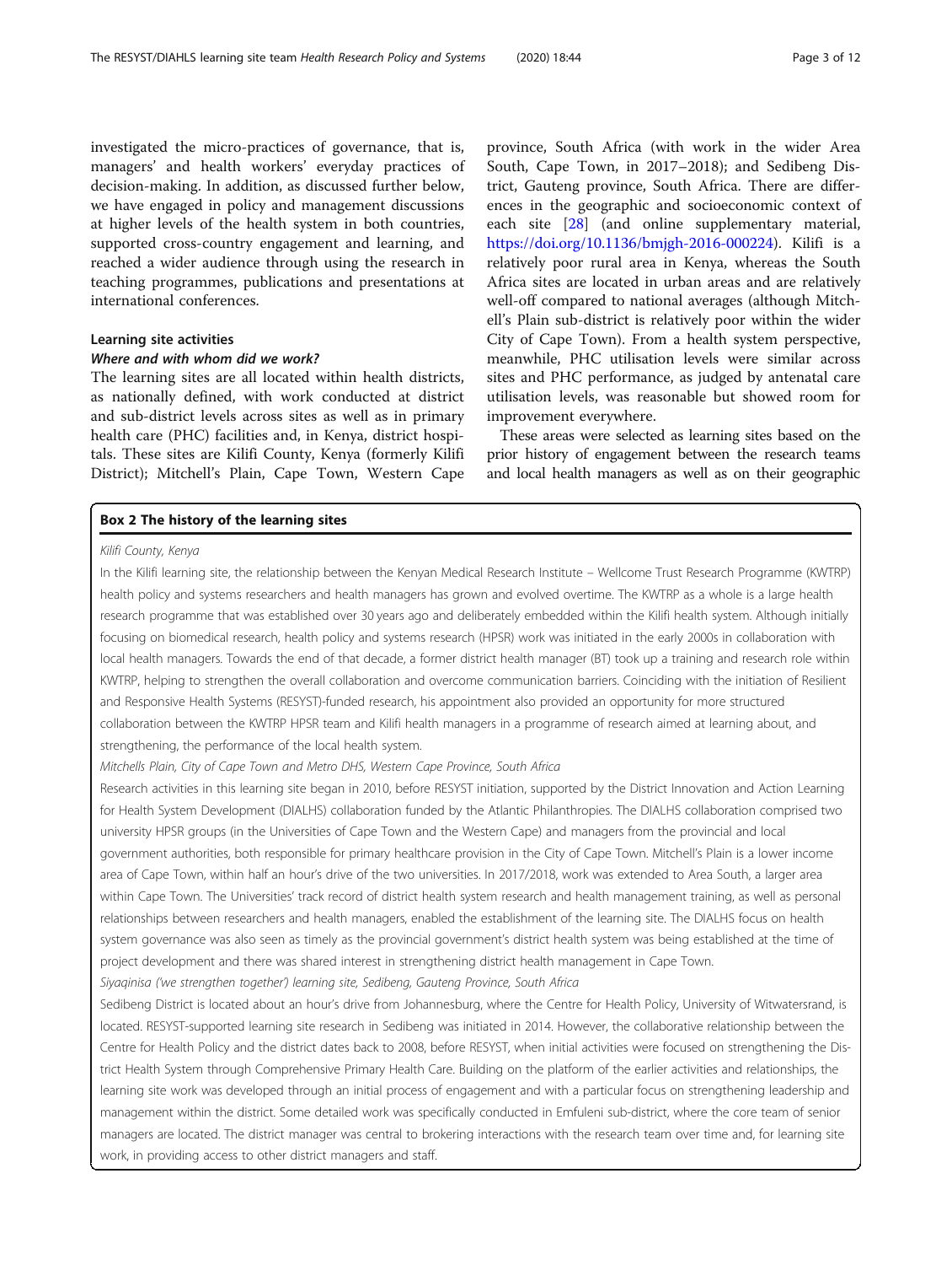investigated the micro-practices of governance, that is, managers' and health workers' everyday practices of decision-making. In addition, as discussed further below, we have engaged in policy and management discussions at higher levels of the health system in both countries, supported cross-country engagement and learning, and reached a wider audience through using the research in teaching programmes, publications and presentations at international conferences.

## Learning site activities

### *Where and with whom did we work?*

The learning sites are all located within health districts, as nationally defined, with work conducted at district and sub-district levels across sites as well as in primary health care (PHC) facilities and, in Kenya, district hospitals. These sites are Kilifi County, Kenya (formerly Kilifi District); Mitchell's Plain, Cape Town, Western Cape province, South Africa (with work in the wider Area South, Cape Town, in 2017–2018); and Sedibeng District, Gauteng province, South Africa. There are differences in the geographic and socioeconomic context of each site [28] (and online supplementary material, https://doi.org/10.1136/bmjgh-2016-000224). Kilifi is a relatively poor rural area in Kenya, whereas the South Africa sites are located in urban areas and are relatively well-off compared to national averages (although Mitchell's Plain sub-district is relatively poor within the wider City of Cape Town). From a health system perspective, meanwhile, PHC utilisation levels were similar across sites and PHC performance, as judged by antenatal care utilisation levels, was reasonable but showed room for improvement everywhere.

These areas were selected as learning sites based on the prior history of engagement between the research teams and local health managers as well as on their geographic

**Box 2 The history of the learning sites**

*Kilifi County, Kenya*

In the Kilifi learning site, the relationship between the Kenyan Medical Research Institute – Wellcome Trust Research Programme (KWTRP) health policy and systems researchers and health managers has grown and evolved overtime. The KWTRP as a whole is a large health research programme that was established over 30 years ago and deliberately embedded within the Kilifi health system. Although initially focusing on biomedical research, health policy and systems research (HPSR) work was initiated in the early 2000s in collaboration with local health managers. Towards the end of that decade, a former district health manager (BT) took up a training and research role within KWTRP, helping to strengthen the overall collaboration and overcome communication barriers. Coinciding with the initiation of Resilient and Responsive Health Systems (RESYST)-funded research, his appointment also provided an opportunity for more structured collaboration between the KWTRP HPSR team and Kilifi health managers in a programme of research aimed at learning about, and strengthening, the performance of the local health system.

*Mitchells Plain, City of Cape Town and Metro DHS, Western Cape Province, South Africa*

Research activities in this learning site began in 2010, before RESYST initiation, supported by the District Innovation and Action Learning for Health System Development (DIALHS) collaboration funded by the Atlantic Philanthropies. The DIALHS collaboration comprised two university HPSR groups (in the Universities of Cape Town and the Western Cape) and managers from the provincial and local government authorities, both responsible for primary healthcare provision in the City of Cape Town. Mitchell's Plain is a lower income area of Cape Town, within half an hour's drive of the two universities. In 2017/2018, work was extended to Area South, a larger area within Cape Town. The Universities' track record of district health system research and health management training, as well as personal relationships between researchers and health managers, enabled the establishment of the learning site. The DIALHS focus on health system governance was also seen as timely as the provincial government's district health system was being established at the time of project development and there was shared interest in strengthening district health management in Cape Town.

*Siyaqinisa ('we strengthen together') learning site, Sedibeng, Gauteng Province, South Africa*

Sedibeng District is located about an hour's drive from Johannesburg, where the Centre for Health Policy, University of Witwatersrand, is located. RESYST-supported learning site research in Sedibeng was initiated in 2014. However, the collaborative relationship between the Centre for Health Policy and the district dates back to 2008, before RESYST, when initial activities were focused on strengthening the District Health System through Comprehensive Primary Health Care. Building on the platform of the earlier activities and relationships, the learning site work was developed through an initial process of engagement and with a particular focus on strengthening leadership and management within the district. Some detailed work was specifically conducted in Emfuleni sub-district, where the core team of senior managers are located. The district manager was central to brokering interactions with the research team over time and, for learning site work, in providing access to other district managers and staff.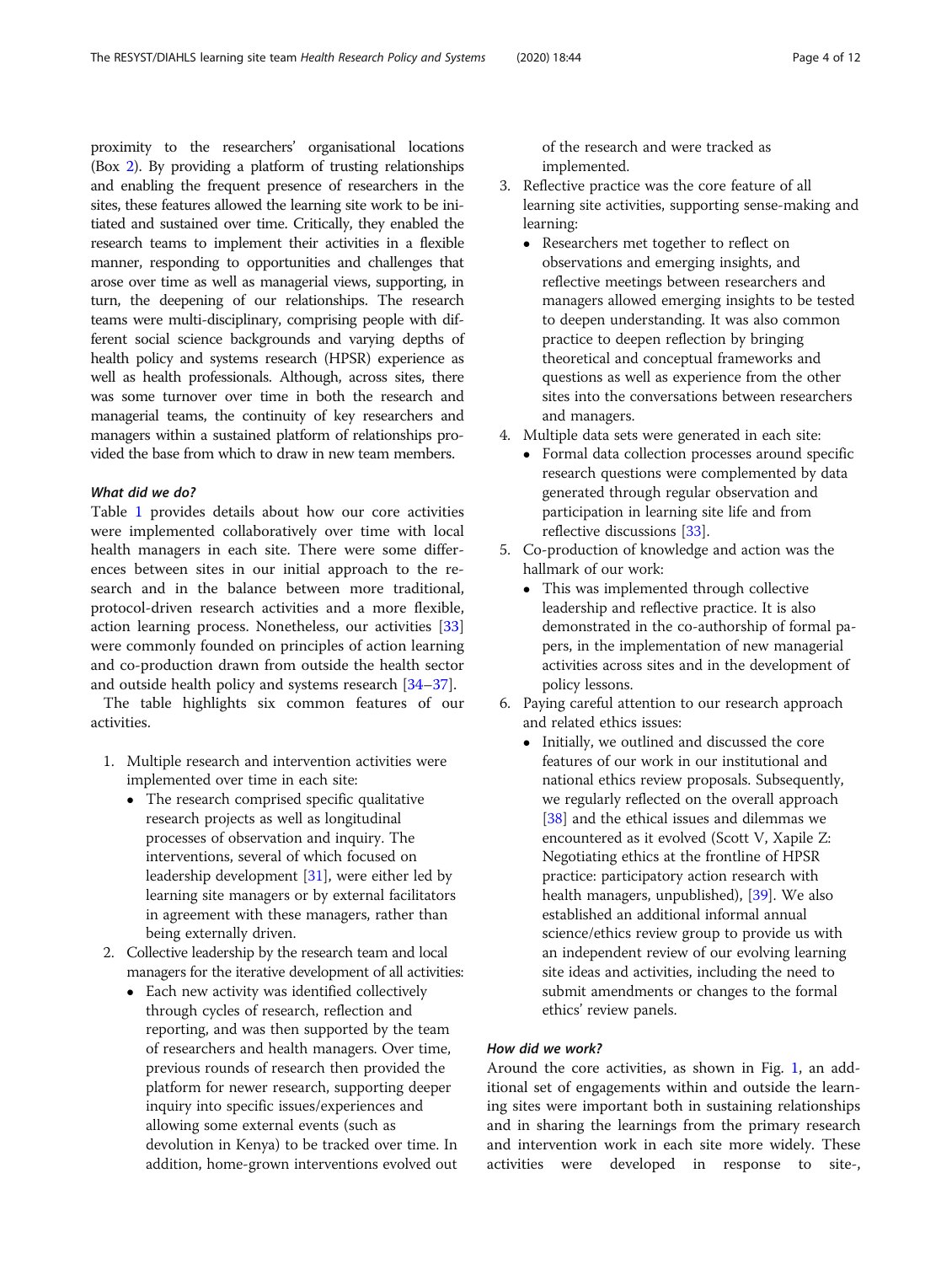proximity to the researchers' organisational locations (Box 2). By providing a platform of trusting relationships and enabling the frequent presence of researchers in the sites, these features allowed the learning site work to be initiated and sustained over time. Critically, they enabled the research teams to implement their activities in a flexible manner, responding to opportunities and challenges that arose over time as well as managerial views, supporting, in turn, the deepening of our relationships. The research teams were multi-disciplinary, comprising people with different social science backgrounds and varying depths of health policy and systems research (HPSR) experience as well as health professionals. Although, across sites, there was some turnover over time in both the research and managerial teams, the continuity of key researchers and managers within a sustained platform of relationships provided the base from which to draw in new team members.

### *What did we do?*

Table 1 provides details about how our core activities were implemented collaboratively over time with local health managers in each site. There were some differences between sites in our initial approach to the research and in the balance between more traditional, protocol-driven research activities and a more flexible, action learning process. Nonetheless, our activities [33] were commonly founded on principles of action learning and co-production drawn from outside the health sector and outside health policy and systems research [34–37].

The table highlights six common features of our activities.

1. Multiple research and intervention activities were implemented over time in each site:
   - The research comprised specific qualitative research projects as well as longitudinal processes of observation and inquiry. The interventions, several of which focused on leadership development [31], were either led by learning site managers or by external facilitators in agreement with these managers, rather than being externally driven.
2. Collective leadership by the research team and local managers for the iterative development of all activities:
   - Each new activity was identified collectively through cycles of research, reflection and reporting, and was then supported by the team of researchers and health managers. Over time, previous rounds of research then provided the platform for newer research, supporting deeper inquiry into specific issues/experiences and allowing some external events (such as devolution in Kenya) to be tracked over time. In addition, home-grown interventions evolved out of the research and were tracked as implemented.
3. Reflective practice was the core feature of all learning site activities, supporting sense-making and learning:
   - Researchers met together to reflect on observations and emerging insights, and reflective meetings between researchers and managers allowed emerging insights to be tested to deepen understanding. It was also common practice to deepen reflection by bringing theoretical and conceptual frameworks and questions as well as experience from the other sites into the conversations between researchers and managers.
4. Multiple data sets were generated in each site:
   - Formal data collection processes around specific research questions were complemented by data generated through regular observation and participation in learning site life and from reflective discussions [33].
5. Co-production of knowledge and action was the hallmark of our work:
   - This was implemented through collective leadership and reflective practice. It is also demonstrated in the co-authorship of formal papers, in the implementation of new managerial activities across sites and in the development of policy lessons.
6. Paying careful attention to our research approach and related ethics issues:
   - Initially, we outlined and discussed the core features of our work in our institutional and national ethics review proposals. Subsequently, we regularly reflected on the overall approach [38] and the ethical issues and dilemmas we encountered as it evolved (Scott V, Xapile Z: Negotiating ethics at the frontline of HPSR practice: participatory action research with health managers, unpublished), [39]. We also established an additional informal annual science/ethics review group to provide us with an independent review of our evolving learning site ideas and activities, including the need to submit amendments or changes to the formal ethics' review panels.

### *How did we work?*

Around the core activities, as shown in Fig. 1, an additional set of engagements within and outside the learning sites were important both in sustaining relationships and in sharing the learnings from the primary research and intervention work in each site more widely. These activities were developed in response to site-,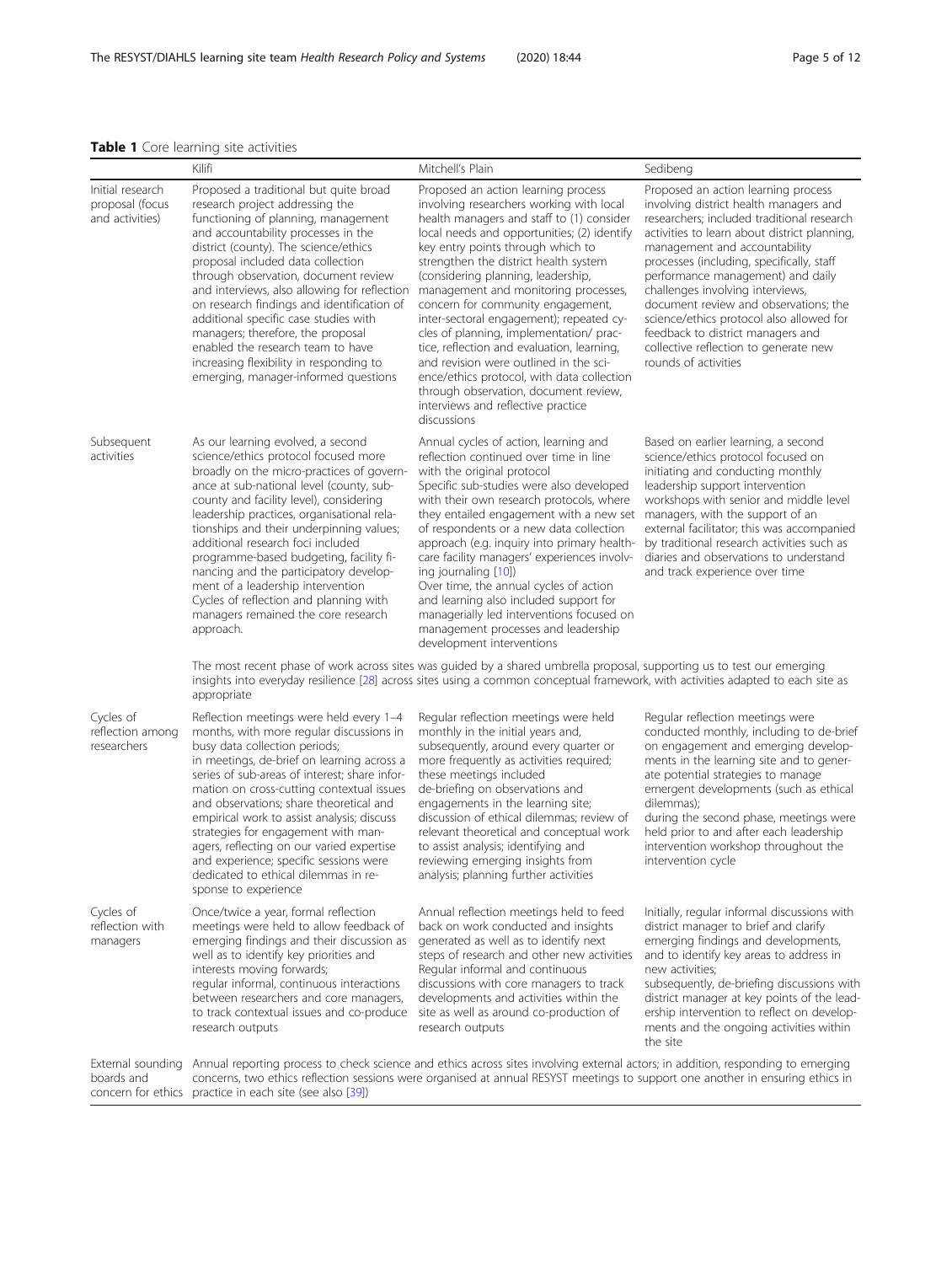**Table 1** Core learning site activities

| | Kilifi | Mitchell's Plain | Sedibeng |
|---|---|---|---|
| Initial research proposal (focus and activities) | Proposed a traditional but quite broad research project addressing the functioning of planning, management and accountability processes in the district (county). The science/ethics proposal included data collection through observation, document review and interviews, also allowing for reflection on research findings and identification of additional specific case studies with managers; therefore, the proposal enabled the research team to have increasing flexibility in responding to emerging, manager-informed questions | Proposed an action learning process involving researchers working with local health managers and staff to (1) consider local needs and opportunities; (2) identify key entry points through which to strengthen the district health system (considering planning, leadership, management and monitoring processes, concern for community engagement, inter-sectoral engagement); repeated cycles of planning, implementation/ practice, reflection and evaluation, learning, and revision were outlined in the science/ethics protocol, with data collection through observation, document review, interviews and reflective practice discussions | Proposed an action learning process involving district health managers and researchers; included traditional research activities to learn about district planning, management and accountability processes (including, specifically, staff performance management) and daily challenges involving interviews, document review and observations; the science/ethics protocol also allowed for feedback to district managers and collective reflection to generate new rounds of activities |
| Subsequent activities | As our learning evolved, a second science/ethics protocol focused more broadly on the micro-practices of governance at sub-national level (county, sub-county and facility level), considering leadership practices, organisational relationships and their underpinning values; additional research foci included programme-based budgeting, facility financing and the participatory development of a leadership intervention<br>Cycles of reflection and planning with managers remained the core research approach. | Annual cycles of action, learning and reflection continued over time in line with the original protocol<br>Specific sub-studies were also developed with their own research protocols, where they entailed engagement with a new set of respondents or a new data collection approach (e.g. inquiry into primary healthcare facility managers' experiences involving journaling [10])<br>Over time, the annual cycles of action and learning also included support for managerially led interventions focused on management processes and leadership development interventions | Based on earlier learning, a second science/ethics protocol focused on initiating and conducting monthly leadership support intervention workshops with senior and middle level managers, with the support of an external facilitator; this was accompanied by traditional research activities such as diaries and observations to understand and track experience over time |
| | The most recent phase of work across sites was guided by a shared umbrella proposal, supporting us to test our emerging insights into everyday resilience [28] across sites using a common conceptual framework, with activities adapted to each site as appropriate | | |
| Cycles of reflection among researchers | Reflection meetings were held every 1–4 months, with more regular discussions in busy data collection periods;<br>in meetings, de-brief on learning across a series of sub-areas of interest; share information on cross-cutting contextual issues and observations; share theoretical and empirical work to assist analysis; discuss strategies for engagement with managers, reflecting on our varied expertise and experience; specific sessions were dedicated to ethical dilemmas in response to experience | Regular reflection meetings were held monthly in the initial years and, subsequently, around every quarter or more frequently as activities required; these meetings included de-briefing on observations and engagements in the learning site; discussion of ethical dilemmas; review of relevant theoretical and conceptual work to assist analysis; identifying and reviewing emerging insights from analysis; planning further activities | Regular reflection meetings were conducted monthly, including to de-brief on engagement and emerging developments in the learning site and to generate potential strategies to manage emergent developments (such as ethical dilemmas);<br>during the second phase, meetings were held prior to and after each leadership intervention workshop throughout the intervention cycle |
| Cycles of reflection with managers | Once/twice a year, formal reflection meetings were held to allow feedback of emerging findings and their discussion as well as to identify key priorities and interests moving forwards;<br>regular informal, continuous interactions between researchers and core managers, to track contextual issues and co-produce research outputs | Annual reflection meetings held to feed back on work conducted and insights generated as well as to identify next steps of research and other new activities<br>Regular informal and continuous discussions with core managers to track developments and activities within the site as well as around co-production of research outputs | Initially, regular informal discussions with district manager to brief and clarify emerging findings and developments, and to identify key areas to address in new activities;<br>subsequently, de-briefing discussions with district manager at key points of the leadership intervention to reflect on developments and the ongoing activities within the site |
| External sounding boards and concern for ethics | Annual reporting process to check science and ethics across sites involving external actors; in addition, responding to emerging concerns, two ethics reflection sessions were organised at annual RESYST meetings to support one another in ensuring ethics in practice in each site (see also [39]) | | |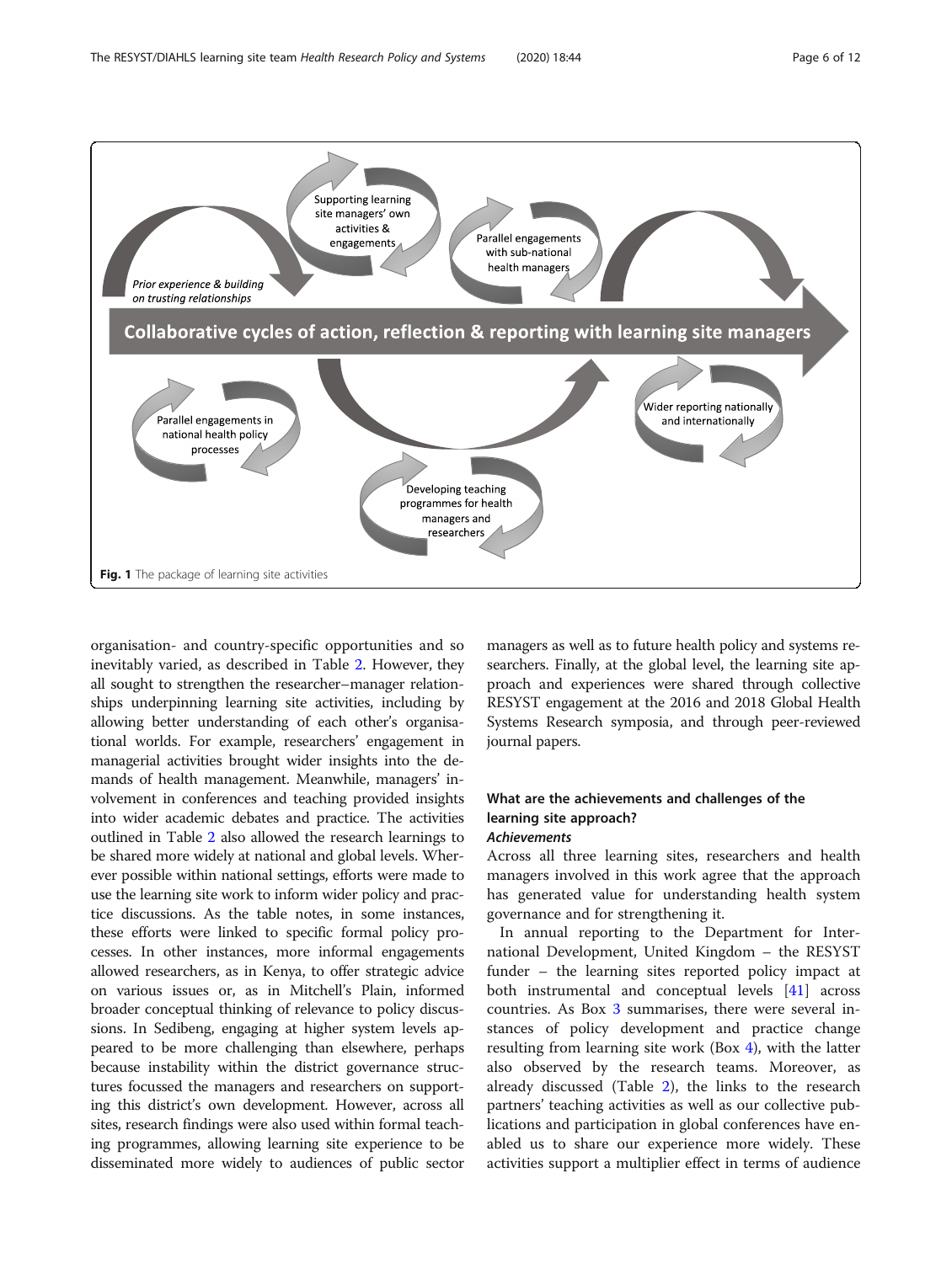**Fig. 1** The package of learning site activities

organisation- and country-specific opportunities and so inevitably varied, as described in Table 2. However, they all sought to strengthen the researcher–manager relationships underpinning learning site activities, including by allowing better understanding of each other's organisational worlds. For example, researchers' engagement in managerial activities brought wider insights into the demands of health management. Meanwhile, managers' involvement in conferences and teaching provided insights into wider academic debates and practice. The activities outlined in Table 2 also allowed the research learnings to be shared more widely at national and global levels. Wherever possible within national settings, efforts were made to use the learning site work to inform wider policy and practice discussions. As the table notes, in some instances, these efforts were linked to specific formal policy processes. In other instances, more informal engagements allowed researchers, as in Kenya, to offer strategic advice on various issues or, as in Mitchell's Plain, informed broader conceptual thinking of relevance to policy discussions. In Sedibeng, engaging at higher system levels appeared to be more challenging than elsewhere, perhaps because instability within the district governance structures focussed the managers and researchers on supporting this district's own development. However, across all sites, research findings were also used within formal teaching programmes, allowing learning site experience to be disseminated more widely to audiences of public sector managers as well as to future health policy and systems researchers. Finally, at the global level, the learning site approach and experiences were shared through collective RESYST engagement at the 2016 and 2018 Global Health Systems Research symposia, and through peer-reviewed journal papers.

## What are the achievements and challenges of the learning site approach?

### *Achievements*

Across all three learning sites, researchers and health managers involved in this work agree that the approach has generated value for understanding health system governance and for strengthening it.

In annual reporting to the Department for International Development, United Kingdom – the RESYST funder – the learning sites reported policy impact at both instrumental and conceptual levels [41] across countries. As Box 3 summarises, there were several instances of policy development and practice change resulting from learning site work (Box 4), with the latter also observed by the research teams. Moreover, as already discussed (Table 2), the links to the research partners' teaching activities as well as our collective publications and participation in global conferences have enabled us to share our experience more widely. These activities support a multiplier effect in terms of audience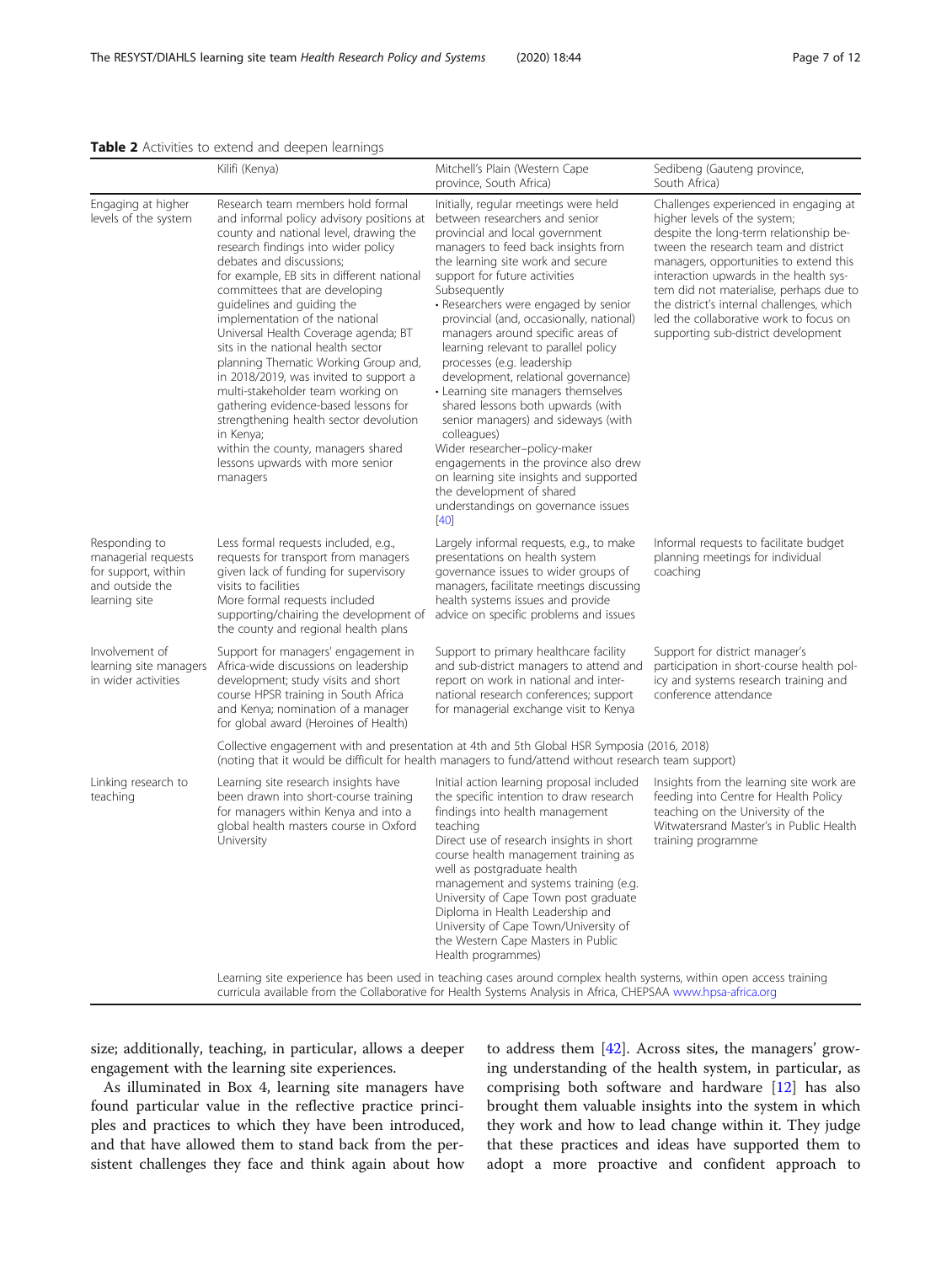**Table 2** Activities to extend and deepen learnings

| | Kilifi (Kenya) | Mitchell's Plain (Western Cape province, South Africa) | Sedibeng (Gauteng province, South Africa) |
| --- | --- | --- | --- |
| Engaging at higher levels of the system | Research team members hold formal and informal policy advisory positions at county and national level, drawing the research findings into wider policy debates and discussions;<br>for example, EB sits in different national committees that are developing guidelines and guiding the implementation of the national Universal Health Coverage agenda; BT sits in the national health sector planning Thematic Working Group and, in 2018/2019, was invited to support a multi-stakeholder team working on gathering evidence-based lessons for strengthening health sector devolution in Kenya;<br>within the county, managers shared lessons upwards with more senior managers | Initially, regular meetings were held between researchers and senior provincial and local government managers to feed back insights from the learning site work and secure support for future activities<br>Subsequently<br>• Researchers were engaged by senior provincial (and, occasionally, national) managers around specific areas of learning relevant to parallel policy processes (e.g. leadership development, relational governance)<br>• Learning site managers themselves shared lessons both upwards (with senior managers) and sideways (with colleagues)<br>Wider researcher–policy-maker engagements in the province also drew on learning site insights and supported the development of shared understandings on governance issues [40] | Challenges experienced in engaging at higher levels of the system;<br>despite the long-term relationship between the research team and district managers, opportunities to extend this interaction upwards in the health system did not materialise, perhaps due to the district's internal challenges, which led the collaborative work to focus on supporting sub-district development |
| Responding to managerial requests for support, within and outside the learning site | Less formal requests included, e.g., requests for transport from managers given lack of funding for supervisory visits to facilities<br>More formal requests included supporting/chairing the development of the county and regional health plans | Largely informal requests, e.g., to make presentations on health system governance issues to wider groups of managers, facilitate meetings discussing health systems issues and provide advice on specific problems and issues | Informal requests to facilitate budget planning meetings for individual coaching |
| Involvement of learning site managers in wider activities | Support for managers' engagement in Africa-wide discussions on leadership development; study visits and short course HPSR training in South Africa and Kenya; nomination of a manager for global award (Heroines of Health) | Support to primary healthcare facility and sub-district managers to attend and report on work in national and international research conferences; support for managerial exchange visit to Kenya | Support for district manager's participation in short-course health policy and systems research training and conference attendance |
| | Collective engagement with and presentation at 4th and 5th Global HSR Symposia (2016, 2018)<br>(noting that it would be difficult for health managers to fund/attend without research team support) | | |
| Linking research to teaching | Learning site research insights have been drawn into short-course training for managers within Kenya and into a global health masters course in Oxford University | Initial action learning proposal included the specific intention to draw research findings into health management teaching<br>Direct use of research insights in short course health management training as well as postgraduate health management and systems training (e.g. University of Cape Town post graduate Diploma in Health Leadership and University of Cape Town/University of the Western Cape Masters in Public Health programmes) | Insights from the learning site work are feeding into Centre for Health Policy teaching on the University of the Witwatersrand Master's in Public Health training programme |
| | Learning site experience has been used in teaching cases around complex health systems, within open access training curricula available from the Collaborative for Health Systems Analysis in Africa, CHEPSAA www.hpsa-africa.org | | |

size; additionally, teaching, in particular, allows a deeper engagement with the learning site experiences.

As illuminated in Box 4, learning site managers have found particular value in the reflective practice principles and practices to which they have been introduced, and that have allowed them to stand back from the persistent challenges they face and think again about how to address them [42]. Across sites, the managers' growing understanding of the health system, in particular, as comprising both software and hardware [12] has also brought them valuable insights into the system in which they work and how to lead change within it. They judge that these practices and ideas have supported them to adopt a more proactive and confident approach to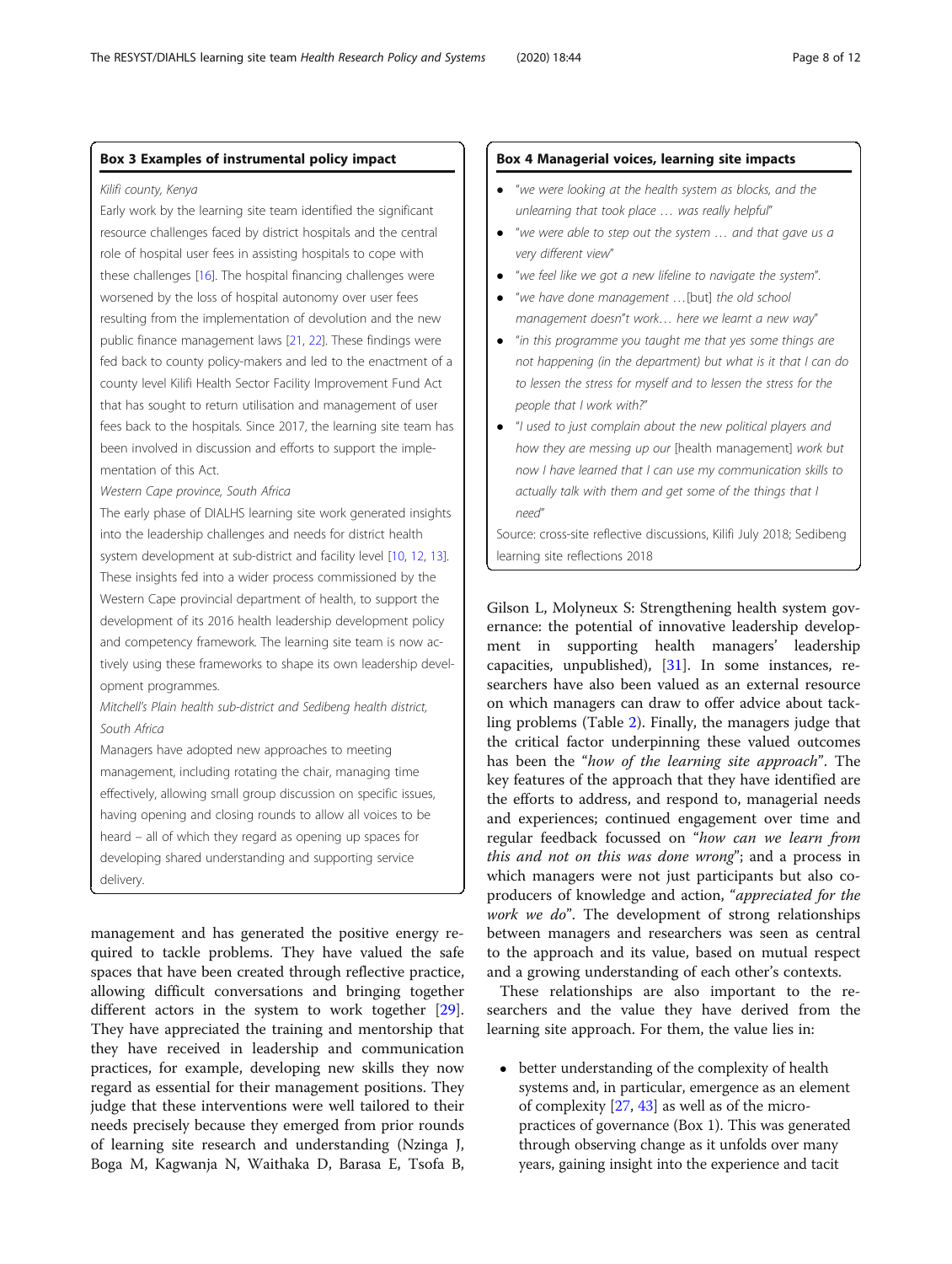### Box 3 Examples of instrumental policy impact

*Kilifi county, Kenya*

Early work by the learning site team identified the significant resource challenges faced by district hospitals and the central role of hospital user fees in assisting hospitals to cope with these challenges [16]. The hospital financing challenges were worsened by the loss of hospital autonomy over user fees resulting from the implementation of devolution and the new public finance management laws [21, 22]. These findings were fed back to county policy-makers and led to the enactment of a county level Kilifi Health Sector Facility Improvement Fund Act that has sought to return utilisation and management of user fees back to the hospitals. Since 2017, the learning site team has been involved in discussion and efforts to support the implementation of this Act.

*Western Cape province, South Africa*

The early phase of DIALHS learning site work generated insights into the leadership challenges and needs for district health system development at sub-district and facility level [10, 12, 13]. These insights fed into a wider process commissioned by the Western Cape provincial department of health, to support the development of its 2016 health leadership development policy and competency framework. The learning site team is now actively using these frameworks to shape its own leadership development programmes.

*Mitchell's Plain health sub-district and Sedibeng health district, South Africa*

Managers have adopted new approaches to meeting management, including rotating the chair, managing time effectively, allowing small group discussion on specific issues, having opening and closing rounds to allow all voices to be heard – all of which they regard as opening up spaces for developing shared understanding and supporting service delivery.

### Box 4 Managerial voices, learning site impacts

- *"we were looking at the health system as blocks, and the unlearning that took place … was really helpful"*
- *"we were able to step out the system … and that gave us a very different view"*
- *"we feel like we got a new lifeline to navigate the system".*
- *"we have done management …*[but] *the old school management doesn"t work… here we learnt a new way"*
- *"in this programme you taught me that yes some things are not happening (in the department) but what is it that I can do to lessen the stress for myself and to lessen the stress for the people that I work with?"*
- *"I used to just complain about the new political players and how they are messing up our* [health management] *work but now I have learned that I can use my communication skills to actually talk with them and get some of the things that I need"*

Source: cross-site reflective discussions, Kilifi July 2018; Sedibeng learning site reflections 2018

management and has generated the positive energy required to tackle problems. They have valued the safe spaces that have been created through reflective practice, allowing difficult conversations and bringing together different actors in the system to work together [29]. They have appreciated the training and mentorship that they have received in leadership and communication practices, for example, developing new skills they now regard as essential for their management positions. They judge that these interventions were well tailored to their needs precisely because they emerged from prior rounds of learning site research and understanding (Nzinga J, Boga M, Kagwanja N, Waithaka D, Barasa E, Tsofa B, Gilson L, Molyneux S: Strengthening health system governance: the potential of innovative leadership development in supporting health managers' leadership capacities, unpublished), [31]. In some instances, researchers have also been valued as an external resource on which managers can draw to offer advice about tackling problems (Table 2). Finally, the managers judge that the critical factor underpinning these valued outcomes has been the "*how of the learning site approach*". The key features of the approach that they have identified are the efforts to address, and respond to, managerial needs and experiences; continued engagement over time and regular feedback focussed on "*how can we learn from this and not on this was done wrong*"; and a process in which managers were not just participants but also co-producers of knowledge and action, "*appreciated for the work we do*". The development of strong relationships between managers and researchers was seen as central to the approach and its value, based on mutual respect and a growing understanding of each other's contexts.

These relationships are also important to the researchers and the value they have derived from the learning site approach. For them, the value lies in:

- better understanding of the complexity of health systems and, in particular, emergence as an element of complexity [27, 43] as well as of the micro-practices of governance (Box 1). This was generated through observing change as it unfolds over many years, gaining insight into the experience and tacit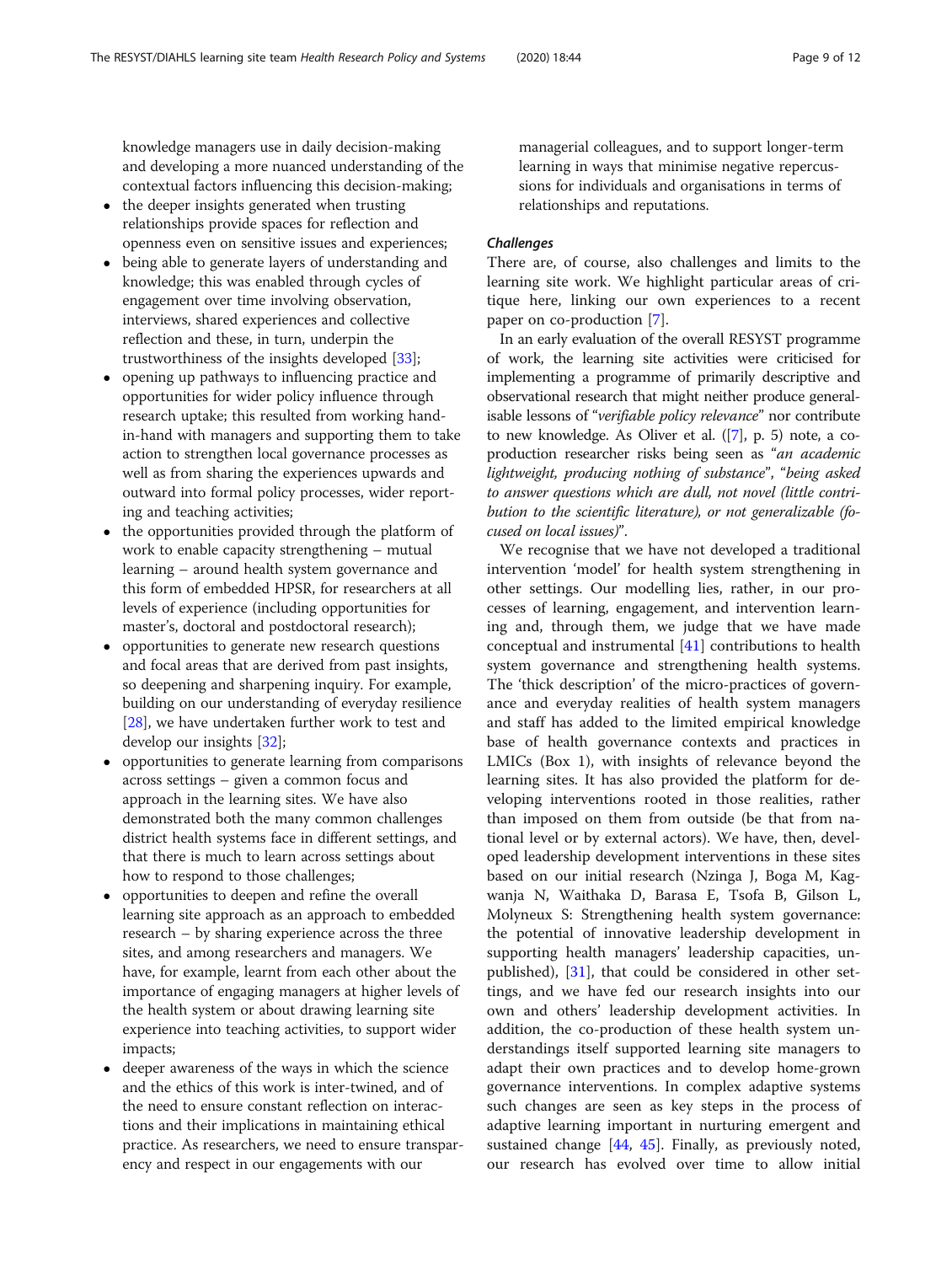knowledge managers use in daily decision-making and developing a more nuanced understanding of the contextual factors influencing this decision-making;

- the deeper insights generated when trusting relationships provide spaces for reflection and openness even on sensitive issues and experiences;
- being able to generate layers of understanding and knowledge; this was enabled through cycles of engagement over time involving observation, interviews, shared experiences and collective reflection and these, in turn, underpin the trustworthiness of the insights developed [33];
- opening up pathways to influencing practice and opportunities for wider policy influence through research uptake; this resulted from working hand-in-hand with managers and supporting them to take action to strengthen local governance processes as well as from sharing the experiences upwards and outward into formal policy processes, wider reporting and teaching activities;
- the opportunities provided through the platform of work to enable capacity strengthening – mutual learning – around health system governance and this form of embedded HPSR, for researchers at all levels of experience (including opportunities for master's, doctoral and postdoctoral research);
- opportunities to generate new research questions and focal areas that are derived from past insights, so deepening and sharpening inquiry. For example, building on our understanding of everyday resilience [28], we have undertaken further work to test and develop our insights [32];
- opportunities to generate learning from comparisons across settings – given a common focus and approach in the learning sites. We have also demonstrated both the many common challenges district health systems face in different settings, and that there is much to learn across settings about how to respond to those challenges;
- opportunities to deepen and refine the overall learning site approach as an approach to embedded research – by sharing experience across the three sites, and among researchers and managers. We have, for example, learnt from each other about the importance of engaging managers at higher levels of the health system or about drawing learning site experience into teaching activities, to support wider impacts;
- deeper awareness of the ways in which the science and the ethics of this work is inter-twined, and of the need to ensure constant reflection on interactions and their implications in maintaining ethical practice. As researchers, we need to ensure transparency and respect in our engagements with our managerial colleagues, and to support longer-term learning in ways that minimise negative repercussions for individuals and organisations in terms of relationships and reputations.

### *Challenges*

There are, of course, also challenges and limits to the learning site work. We highlight particular areas of critique here, linking our own experiences to a recent paper on co-production [7].

In an early evaluation of the overall RESYST programme of work, the learning site activities were criticised for implementing a programme of primarily descriptive and observational research that might neither produce generalisable lessons of "*verifiable policy relevance*" nor contribute to new knowledge. As Oliver et al. ([7], p. 5) note, a co-production researcher risks being seen as "*an academic lightweight, producing nothing of substance*", "*being asked to answer questions which are dull, not novel (little contribution to the scientific literature), or not generalizable (focused on local issues)*".

We recognise that we have not developed a traditional intervention 'model' for health system strengthening in other settings. Our modelling lies, rather, in our processes of learning, engagement, and intervention learning and, through them, we judge that we have made conceptual and instrumental [41] contributions to health system governance and strengthening health systems. The 'thick description' of the micro-practices of governance and everyday realities of health system managers and staff has added to the limited empirical knowledge base of health governance contexts and practices in LMICs (Box 1), with insights of relevance beyond the learning sites. It has also provided the platform for developing interventions rooted in those realities, rather than imposed on them from outside (be that from national level or by external actors). We have, then, developed leadership development interventions in these sites based on our initial research (Nzinga J, Boga M, Kagwanja N, Waithaka D, Barasa E, Tsofa B, Gilson L, Molyneux S: Strengthening health system governance: the potential of innovative leadership development in supporting health managers' leadership capacities, unpublished), [31], that could be considered in other settings, and we have fed our research insights into our own and others' leadership development activities. In addition, the co-production of these health system understandings itself supported learning site managers to adapt their own practices and to develop home-grown governance interventions. In complex adaptive systems such changes are seen as key steps in the process of adaptive learning important in nurturing emergent and sustained change [44, 45]. Finally, as previously noted, our research has evolved over time to allow initial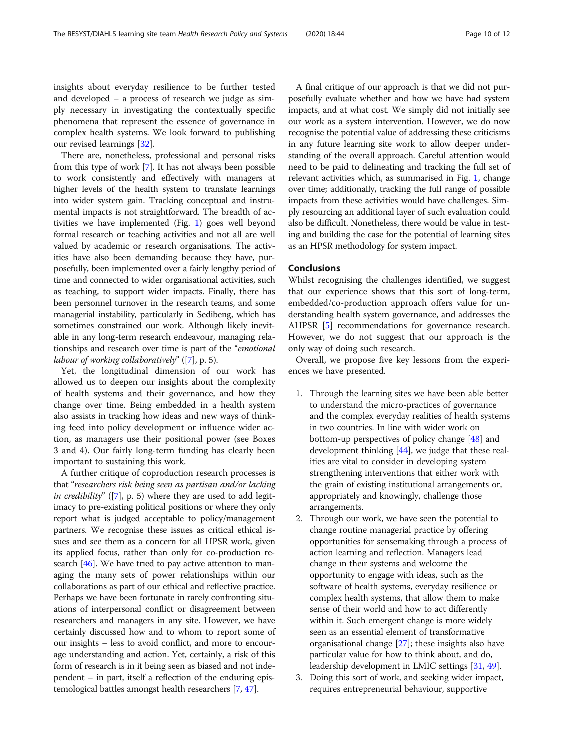insights about everyday resilience to be further tested and developed – a process of research we judge as simply necessary in investigating the contextually specific phenomena that represent the essence of governance in complex health systems. We look forward to publishing our revised learnings [32].

There are, nonetheless, professional and personal risks from this type of work [7]. It has not always been possible to work consistently and effectively with managers at higher levels of the health system to translate learnings into wider system gain. Tracking conceptual and instrumental impacts is not straightforward. The breadth of activities we have implemented (Fig. 1) goes well beyond formal research or teaching activities and not all are well valued by academic or research organisations. The activities have also been demanding because they have, purposefully, been implemented over a fairly lengthy period of time and connected to wider organisational activities, such as teaching, to support wider impacts. Finally, there has been personnel turnover in the research teams, and some managerial instability, particularly in Sedibeng, which has sometimes constrained our work. Although likely inevitable in any long-term research endeavour, managing relationships and research over time is part of the "*emotional labour of working collaboratively*" ([7], p. 5).

Yet, the longitudinal dimension of our work has allowed us to deepen our insights about the complexity of health systems and their governance, and how they change over time. Being embedded in a health system also assists in tracking how ideas and new ways of thinking feed into policy development or influence wider action, as managers use their positional power (see Boxes 3 and 4). Our fairly long-term funding has clearly been important to sustaining this work.

A further critique of coproduction research processes is that "*researchers risk being seen as partisan and/or lacking in credibility*" ([7], p. 5) where they are used to add legitimacy to pre-existing political positions or where they only report what is judged acceptable to policy/management partners. We recognise these issues as critical ethical issues and see them as a concern for all HPSR work, given its applied focus, rather than only for co-production research [46]. We have tried to pay active attention to managing the many sets of power relationships within our collaborations as part of our ethical and reflective practice. Perhaps we have been fortunate in rarely confronting situations of interpersonal conflict or disagreement between researchers and managers in any site. However, we have certainly discussed how and to whom to report some of our insights – less to avoid conflict, and more to encourage understanding and action. Yet, certainly, a risk of this form of research is in it being seen as biased and not independent – in part, itself a reflection of the enduring epistemological battles amongst health researchers [7, 47].

A final critique of our approach is that we did not purposefully evaluate whether and how we have had system impacts, and at what cost. We simply did not initially see our work as a system intervention. However, we do now recognise the potential value of addressing these criticisms in any future learning site work to allow deeper understanding of the overall approach. Careful attention would need to be paid to delineating and tracking the full set of relevant activities which, as summarised in Fig. 1, change over time; additionally, tracking the full range of possible impacts from these activities would have challenges. Simply resourcing an additional layer of such evaluation could also be difficult. Nonetheless, there would be value in testing and building the case for the potential of learning sites as an HPSR methodology for system impact.

## Conclusions

Whilst recognising the challenges identified, we suggest that our experience shows that this sort of long-term, embedded/co-production approach offers value for understanding health system governance, and addresses the AHPSR [5] recommendations for governance research. However, we do not suggest that our approach is the only way of doing such research.

Overall, we propose five key lessons from the experiences we have presented.

1. Through the learning sites we have been able better to understand the micro-practices of governance and the complex everyday realities of health systems in two countries. In line with wider work on bottom-up perspectives of policy change [48] and development thinking [44], we judge that these realities are vital to consider in developing system strengthening interventions that either work with the grain of existing institutional arrangements or, appropriately and knowingly, challenge those arrangements.
2. Through our work, we have seen the potential to change routine managerial practice by offering opportunities for sensemaking through a process of action learning and reflection. Managers lead change in their systems and welcome the opportunity to engage with ideas, such as the software of health systems, everyday resilience or complex health systems, that allow them to make sense of their world and how to act differently within it. Such emergent change is more widely seen as an essential element of transformative organisational change [27]; these insights also have particular value for how to think about, and do, leadership development in LMIC settings [31, 49].
3. Doing this sort of work, and seeking wider impact, requires entrepreneurial behaviour, supportive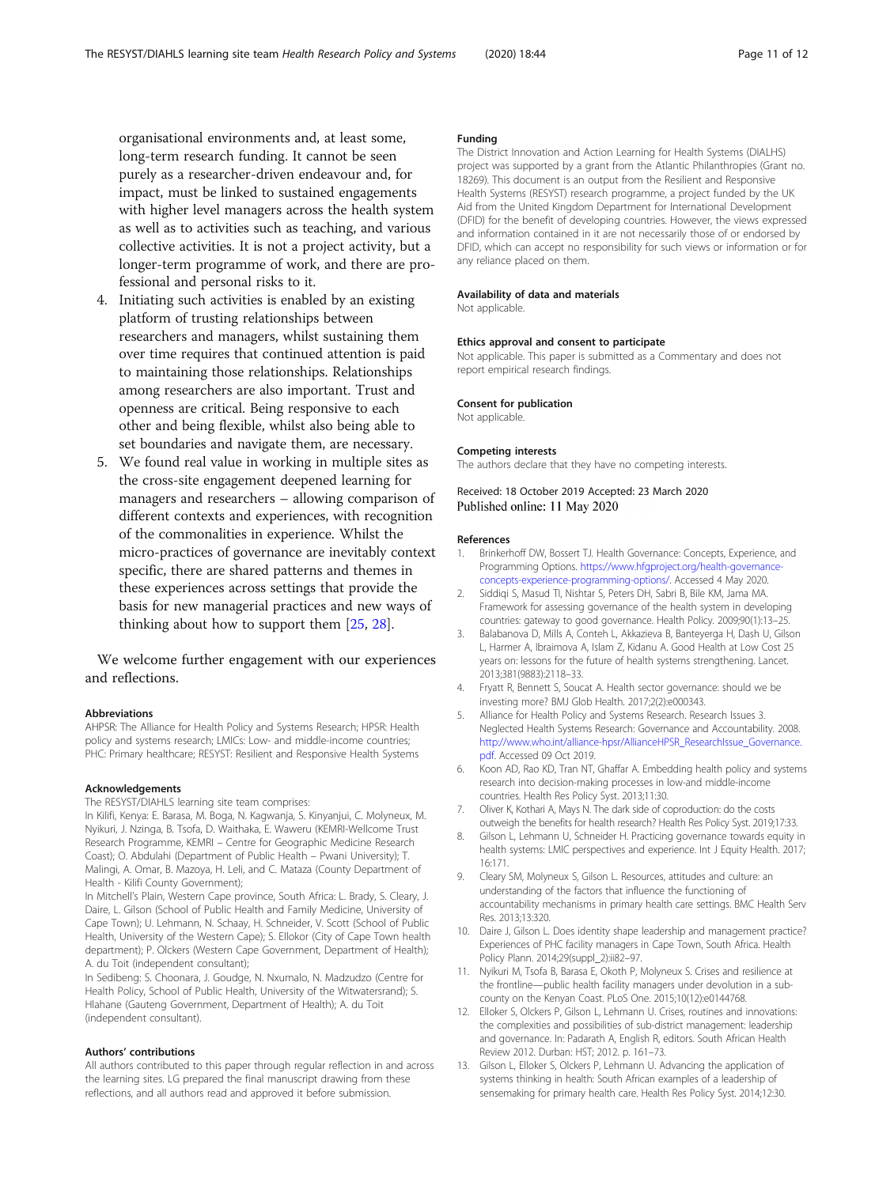organisational environments and, at least some, long-term research funding. It cannot be seen purely as a researcher-driven endeavour and, for impact, must be linked to sustained engagements with higher level managers across the health system as well as to activities such as teaching, and various collective activities. It is not a project activity, but a longer-term programme of work, and there are professional and personal risks to it.

4. Initiating such activities is enabled by an existing platform of trusting relationships between researchers and managers, whilst sustaining them over time requires that continued attention is paid to maintaining those relationships. Relationships among researchers are also important. Trust and openness are critical. Being responsive to each other and being flexible, whilst also being able to set boundaries and navigate them, are necessary.
5. We found real value in working in multiple sites as the cross-site engagement deepened learning for managers and researchers – allowing comparison of different contexts and experiences, with recognition of the commonalities in experience. Whilst the micro-practices of governance are inevitably context specific, there are shared patterns and themes in these experiences across settings that provide the basis for new managerial practices and new ways of thinking about how to support them [25, 28].

We welcome further engagement with our experiences and reflections.

#### Abbreviations

AHPSR: The Alliance for Health Policy and Systems Research; HPSR: Health policy and systems research; LMICs: Low- and middle-income countries; PHC: Primary healthcare; RESYST: Resilient and Responsive Health Systems

#### Acknowledgements

The RESYST/DIAHLS learning site team comprises:

In Kilifi, Kenya: E. Barasa, M. Boga, N. Kagwanja, S. Kinyanjui, C. Molyneux, M. Nyikuri, J. Nzinga, B. Tsofa, D. Waithaka, E. Waweru (KEMRI-Wellcome Trust Research Programme, KEMRI – Centre for Geographic Medicine Research Coast); O. Abdulahi (Department of Public Health – Pwani University); T. Malingi, A. Omar, B. Mazoya, H. Leli, and C. Mataza (County Department of Health - Kilifi County Government);

In Mitchell's Plain, Western Cape province, South Africa: L. Brady, S. Cleary, J. Daire, L. Gilson (School of Public Health and Family Medicine, University of Cape Town); U. Lehmann, N. Schaay, H. Schneider, V. Scott (School of Public Health, University of the Western Cape); S. Ellokor (City of Cape Town health department); P. Olckers (Western Cape Government, Department of Health); A. du Toit (independent consultant);

In Sedibeng: S. Choonara, J. Goudge, N. Nxumalo, N. Madzudzo (Centre for Health Policy, School of Public Health, University of the Witwatersrand); S. Hlahane (Gauteng Government, Department of Health); A. du Toit (independent consultant).

#### Authors' contributions

All authors contributed to this paper through regular reflection in and across the learning sites. LG prepared the final manuscript drawing from these reflections, and all authors read and approved it before submission.

#### Funding

The District Innovation and Action Learning for Health Systems (DIALHS) project was supported by a grant from the Atlantic Philanthropies (Grant no. 18269). This document is an output from the Resilient and Responsive Health Systems (RESYST) research programme, a project funded by the UK Aid from the United Kingdom Department for International Development (DFID) for the benefit of developing countries. However, the views expressed and information contained in it are not necessarily those of or endorsed by DFID, which can accept no responsibility for such views or information or for any reliance placed on them.

#### Availability of data and materials

Not applicable.

#### Ethics approval and consent to participate

Not applicable. This paper is submitted as a Commentary and does not report empirical research findings.

#### Consent for publication

Not applicable.

#### Competing interests

The authors declare that they have no competing interests.

Received: 18 October 2019 Accepted: 23 March 2020
Published online: 11 May 2020

#### References

1. Brinkerhoff DW, Bossert TJ. Health Governance: Concepts, Experience, and Programming Options. https://www.hfgproject.org/health-governance-concepts-experience-programming-options/. Accessed 4 May 2020.
2. Siddiqi S, Masud TI, Nishtar S, Peters DH, Sabri B, Bile KM, Jama MA. Framework for assessing governance of the health system in developing countries: gateway to good governance. Health Policy. 2009;90(1):13–25.
3. Balabanova D, Mills A, Conteh L, Akkazieva B, Banteyerga H, Dash U, Gilson L, Harmer A, Ibraimova A, Islam Z, Kidanu A. Good Health at Low Cost 25 years on: lessons for the future of health systems strengthening. Lancet. 2013;381(9883):2118–33.
4. Fryatt R, Bennett S, Soucat A. Health sector governance: should we be investing more? BMJ Glob Health. 2017;2(2):e000343.
5. Alliance for Health Policy and Systems Research. Research Issues 3. Neglected Health Systems Research: Governance and Accountability. 2008. http://www.who.int/alliance-hpsr/AllianceHPSR_ResearchIssue_Governance.pdf. Accessed 09 Oct 2019.
6. Koon AD, Rao KD, Tran NT, Ghaffar A. Embedding health policy and systems research into decision-making processes in low-and middle-income countries. Health Res Policy Syst. 2013;11:30.
7. Oliver K, Kothari A, Mays N. The dark side of coproduction: do the costs outweigh the benefits for health research? Health Res Policy Syst. 2019;17:33.
8. Gilson L, Lehmann U, Schneider H. Practicing governance towards equity in health systems: LMIC perspectives and experience. Int J Equity Health. 2017;16:171.
9. Cleary SM, Molyneux S, Gilson L. Resources, attitudes and culture: an understanding of the factors that influence the functioning of accountability mechanisms in primary health care settings. BMC Health Serv Res. 2013;13:320.
10. Daire J, Gilson L. Does identity shape leadership and management practice? Experiences of PHC facility managers in Cape Town, South Africa. Health Policy Plann. 2014;29(suppl_2):ii82–97.
11. Nyikuri M, Tsofa B, Barasa E, Okoth P, Molyneux S. Crises and resilience at the frontline—public health facility managers under devolution in a sub-county on the Kenyan Coast. PLoS One. 2015;10(12):e0144768.
12. Elloker S, Olckers P, Gilson L, Lehmann U. Crises, routines and innovations: the complexities and possibilities of sub-district management: leadership and governance. In: Padarath A, English R, editors. South African Health Review 2012. Durban: HST; 2012. p. 161–73.
13. Gilson L, Elloker S, Olckers P, Lehmann U. Advancing the application of systems thinking in health: South African examples of a leadership of sensemaking for primary health care. Health Res Policy Syst. 2014;12:30.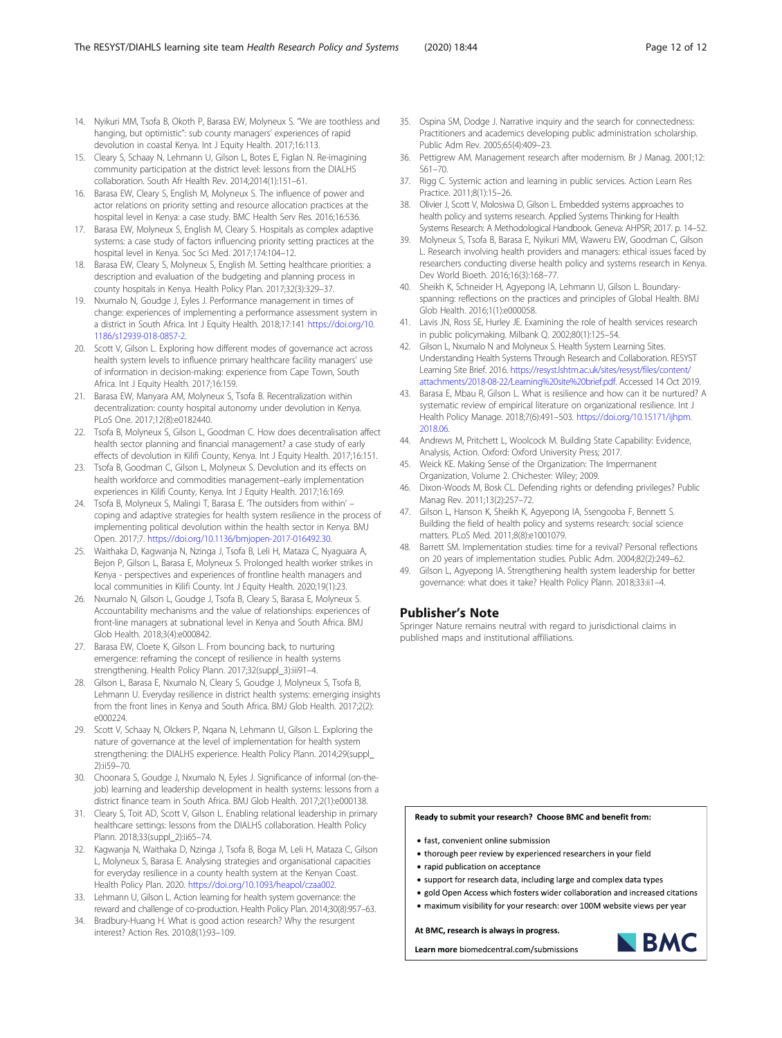14. Nyikuri MM, Tsofa B, Okoth P, Barasa EW, Molyneux S. "We are toothless and hanging, but optimistic": sub county managers' experiences of rapid devolution in coastal Kenya. Int J Equity Health. 2017;16:113.
15. Cleary S, Schaay N, Lehmann U, Gilson L, Botes E, Figlan N. Re-imagining community participation at the district level: lessons from the DIALHS collaboration. South Afr Health Rev. 2014;2014(1):151–61.
16. Barasa EW, Cleary S, English M, Molyneux S. The influence of power and actor relations on priority setting and resource allocation practices at the hospital level in Kenya: a case study. BMC Health Serv Res. 2016;16:536.
17. Barasa EW, Molyneux S, English M, Cleary S. Hospitals as complex adaptive systems: a case study of factors influencing priority setting practices at the hospital level in Kenya. Soc Sci Med. 2017;174:104–12.
18. Barasa EW, Cleary S, Molyneux S, English M. Setting healthcare priorities: a description and evaluation of the budgeting and planning process in county hospitals in Kenya. Health Policy Plan. 2017;32(3):329–37.
19. Nxumalo N, Goudge J, Eyles J. Performance management in times of change: experiences of implementing a performance assessment system in a district in South Africa. Int J Equity Health. 2018;17:141 https://doi.org/10.1186/s12939-018-0857-2.
20. Scott V, Gilson L. Exploring how different modes of governance act across health system levels to influence primary healthcare facility managers' use of information in decision-making: experience from Cape Town, South Africa. Int J Equity Health. 2017;16:159.
21. Barasa EW, Manyara AM, Molyneux S, Tsofa B. Recentralization within decentralization: county hospital autonomy under devolution in Kenya. PLoS One. 2017;12(8):e0182440.
22. Tsofa B, Molyneux S, Gilson L, Goodman C. How does decentralisation affect health sector planning and financial management? a case study of early effects of devolution in Kilifi County, Kenya. Int J Equity Health. 2017;16:151.
23. Tsofa B, Goodman C, Gilson L, Molyneux S. Devolution and its effects on health workforce and commodities management–early implementation experiences in Kilifi County, Kenya. Int J Equity Health. 2017;16:169.
24. Tsofa B, Molyneux S, Malingi T, Barasa E. 'The outsiders from within' – coping and adaptive strategies for health system resilience in the process of implementing political devolution within the health sector in Kenya. BMJ Open. 2017;7. https://doi.org/10.1136/bmjopen-2017-016492.30.
25. Waithaka D, Kagwanja N, Nzinga J, Tsofa B, Leli H, Mataza C, Nyaguara A, Bejon P, Gilson L, Barasa E, Molyneux S. Prolonged health worker strikes in Kenya - perspectives and experiences of frontline health managers and local communities in Kilifi County. Int J Equity Health. 2020;19(1):23.
26. Nxumalo N, Gilson L, Goudge J, Tsofa B, Cleary S, Barasa E, Molyneux S. Accountability mechanisms and the value of relationships: experiences of front-line managers at subnational level in Kenya and South Africa. BMJ Glob Health. 2018;3(4):e000842.
27. Barasa EW, Cloete K, Gilson L. From bouncing back, to nurturing emergence: reframing the concept of resilience in health systems strengthening. Health Policy Plann. 2017;32(suppl_3):iii91–4.
28. Gilson L, Barasa E, Nxumalo N, Cleary S, Goudge J, Molyneux S, Tsofa B, Lehmann U. Everyday resilience in district health systems: emerging insights from the front lines in Kenya and South Africa. BMJ Glob Health. 2017;2(2):e000224.
29. Scott V, Schaay N, Olckers P, Nqana N, Lehmann U, Gilson L. Exploring the nature of governance at the level of implementation for health system strengthening: the DIALHS experience. Health Policy Plann. 2014;29(suppl_2):ii59–70.
30. Choonara S, Goudge J, Nxumalo N, Eyles J. Significance of informal (on-the-job) learning and leadership development in health systems: lessons from a district finance team in South Africa. BMJ Glob Health. 2017;2(1):e000138.
31. Cleary S, Toit AD, Scott V, Gilson L. Enabling relational leadership in primary healthcare settings: lessons from the DIALHS collaboration. Health Policy Plann. 2018;33(suppl_2):ii65–74.
32. Kagwanja N, Waithaka D, Nzinga J, Tsofa B, Boga M, Leli H, Mataza C, Gilson L, Molyneux S, Barasa E. Analysing strategies and organisational capacities for everyday resilience in a county health system at the Kenyan Coast. Health Policy Plan. 2020. https://doi.org/10.1093/heapol/czaa002.
33. Lehmann U, Gilson L. Action learning for health system governance: the reward and challenge of co-production. Health Policy Plann. 2014;30(8):957–63.
34. Bradbury-Huang H. What is good action research? Why the resurgent interest? Action Res. 2010;8(1):93–109.
35. Ospina SM, Dodge J. Narrative inquiry and the search for connectedness: Practitioners and academics developing public administration scholarship. Public Adm Rev. 2005;65(4):409–23.
36. Pettigrew AM. Management research after modernism. Br J Manag. 2001;12:S61–70.
37. Rigg C. Systemic action and learning in public services. Action Learn Res Practice. 2011;8(1):15–26.
38. Olivier J, Scott V, Molosiwa D, Gilson L. Embedded systems approaches to health policy and systems research. Applied Systems Thinking for Health Systems Research: A Methodological Handbook. Geneva: AHPSR; 2017. p. 14–52.
39. Molyneux S, Tsofa B, Barasa E, Nyikuri MM, Waweru EW, Goodman C, Gilson L. Research involving health providers and managers: ethical issues faced by researchers conducting diverse health policy and systems research in Kenya. Dev World Bioeth. 2016;16(3):168–77.
40. Sheikh K, Schneider H, Agyepong IA, Lehmann U, Gilson L. Boundary-spanning: reflections on the practices and principles of Global Health. BMJ Glob Health. 2016;1(1):e000058.
41. Lavis JN, Ross SE, Hurley JE. Examining the role of health services research in public policymaking. Milbank Q. 2002;80(1):125–54.
42. Gilson L, Nxumalo N and Molyneux S. Health System Learning Sites. Understanding Health Systems Through Research and Collaboration. RESYST Learning Site Brief. 2016. https://resyst.lshtm.ac.uk/sites/resyst/files/content/attachments/2018-08-22/Learning%20site%20brief.pdf. Accessed 14 Oct 2019.
43. Barasa E, Mbau R, Gilson L. What is resilience and how can it be nurtured? A systematic review of empirical literature on organizational resilience. Int J Health Policy Manage. 2018;7(6):491–503. https://doi.org/10.15171/ijhpm.2018.06.
44. Andrews M, Pritchett L, Woolcock M. Building State Capability: Evidence, Analysis, Action. Oxford: Oxford University Press; 2017.
45. Weick KE. Making Sense of the Organization: The Impermanent Organization, Volume 2. Chichester: Wiley; 2009.
46. Dixon-Woods M, Bosk CL. Defending rights or defending privileges? Public Manag Rev. 2011;13(2):257–72.
47. Gilson L, Hanson K, Sheikh K, Agyepong IA, Ssengooba F, Bennett S. Building the field of health policy and systems research: social science matters. PLoS Med. 2011;8(8):e1001079.
48. Barrett SM. Implementation studies: time for a revival? Personal reflections on 20 years of implementation studies. Public Adm. 2004;82(2):249–62.
49. Gilson L, Agyepong IA. Strengthening health system leadership for better governance: what does it take? Health Policy Plann. 2018;33:ii1–4.

## Publisher's Note

Springer Nature remains neutral with regard to jurisdictional claims in published maps and institutional affiliations.

**Ready to submit your research? Choose BMC and benefit from:**

- fast, convenient online submission
- thorough peer review by experienced researchers in your field
- rapid publication on acceptance
- support for research data, including large and complex data types
- gold Open Access which fosters wider collaboration and increased citations
- maximum visibility for your research: over 100M website views per year

**At BMC, research is always in progress.**

**Learn more** biomedcentral.com/submissions

BMC